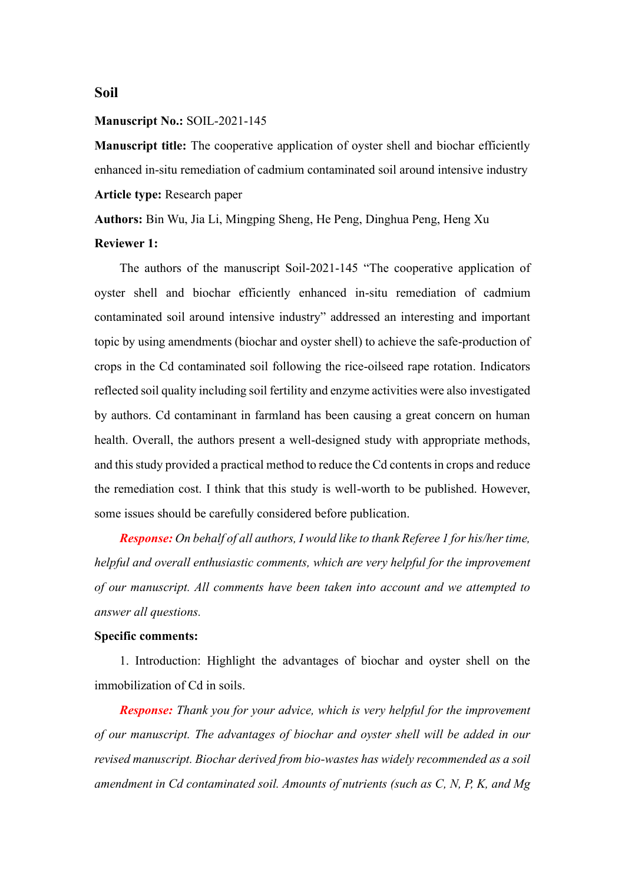# Soil

**Manuscript No.:** SOIL-2021-145

**Manuscript title:** The cooperative application of oyster shell and biochar efficiently enhanced in-situ remediation of cadmium contaminated soil around intensive industry

**Article type:** Research paper

**Authors:** Bin Wu, Jia Li, Mingping Sheng, He Peng, Dinghua Peng, Heng Xu

**Reviewer 1:**

The authors of the manuscript Soil-2021-145 "The cooperative application of oyster shell and biochar efficiently enhanced in-situ remediation of cadmium contaminated soil around intensive industry" addressed an interesting and important topic by using amendments (biochar and oyster shell) to achieve the safe-production of crops in the Cd contaminated soil following the rice-oilseed rape rotation. Indicators reflected soil quality including soil fertility and enzyme activities were also investigated by authors. Cd contaminant in farmland has been causing a great concern on human health. Overall, the authors present a well-designed study with appropriate methods, and this study provided a practical method to reduce the Cd contents in crops and reduce the remediation cost. I think that this study is well-worth to be published. However, some issues should be carefully considered before publication.

***Response:*** *On behalf of all authors, I would like to thank Referee 1 for his/her time, helpful and overall enthusiastic comments, which are very helpful for the improvement of our manuscript. All comments have been taken into account and we attempted to answer all questions.*

**Specific comments:**

1. Introduction: Highlight the advantages of biochar and oyster shell on the immobilization of Cd in soils.

***Response:*** *Thank you for your advice, which is very helpful for the improvement of our manuscript. The advantages of biochar and oyster shell will be added in our revised manuscript. Biochar derived from bio-wastes has widely recommended as a soil amendment in Cd contaminated soil. Amounts of nutrients (such as C, N, P, K, and Mg*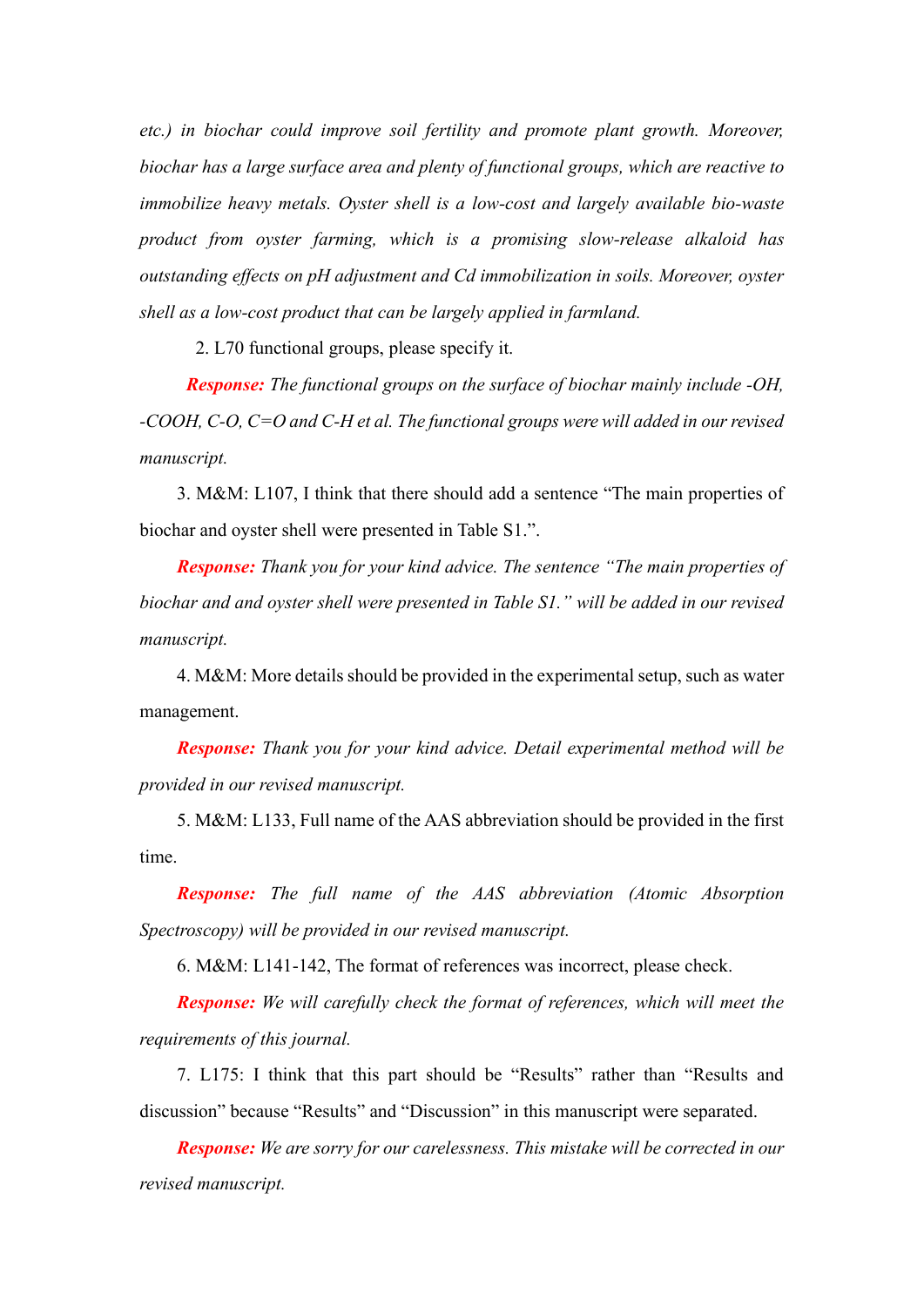*etc.) in biochar could improve soil fertility and promote plant growth. Moreover, biochar has a large surface area and plenty of functional groups, which are reactive to immobilize heavy metals. Oyster shell is a low-cost and largely available bio-waste product from oyster farming, which is a promising slow-release alkaloid has outstanding effects on pH adjustment and Cd immobilization in soils. Moreover, oyster shell as a low-cost product that can be largely applied in farmland.*

2. L70 functional groups, please specify it.

***Response:*** *The functional groups on the surface of biochar mainly include -OH, -COOH, C-O, C=O and C-H et al. The functional groups were will added in our revised manuscript.*

3. M&M: L107, I think that there should add a sentence "The main properties of biochar and oyster shell were presented in Table S1.".

***Response:*** *Thank you for your kind advice. The sentence "The main properties of biochar and and oyster shell were presented in Table S1." will be added in our revised manuscript.*

4. M&M: More details should be provided in the experimental setup, such as water management.

***Response:*** *Thank you for your kind advice. Detail experimental method will be provided in our revised manuscript.*

5. M&M: L133, Full name of the AAS abbreviation should be provided in the first time.

***Response:*** *The full name of the AAS abbreviation (Atomic Absorption Spectroscopy) will be provided in our revised manuscript.*

6. M&M: L141-142, The format of references was incorrect, please check.

***Response:*** *We will carefully check the format of references, which will meet the requirements of this journal.*

7. L175: I think that this part should be "Results" rather than "Results and discussion" because "Results" and "Discussion" in this manuscript were separated.

***Response:*** *We are sorry for our carelessness. This mistake will be corrected in our revised manuscript.*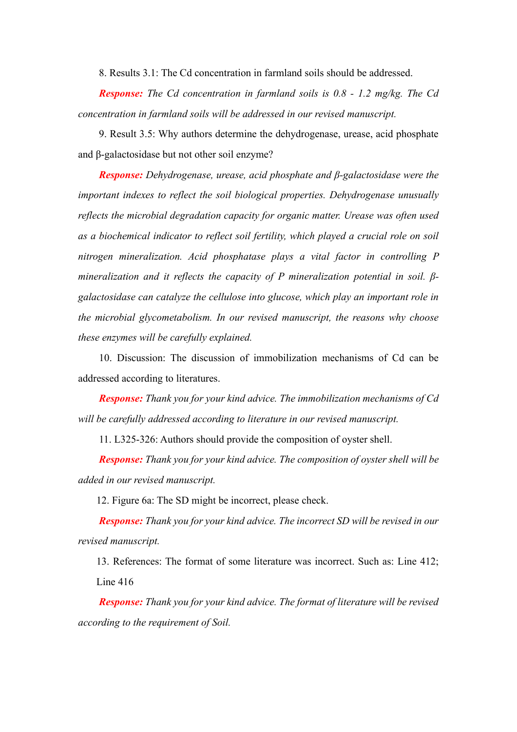8. Results 3.1: The Cd concentration in farmland soils should be addressed.

***Response:*** *The Cd concentration in farmland soils is 0.8 - 1.2 mg/kg. The Cd concentration in farmland soils will be addressed in our revised manuscript.*

9. Result 3.5: Why authors determine the dehydrogenase, urease, acid phosphate and β-galactosidase but not other soil enzyme?

***Response:*** *Dehydrogenase, urease, acid phosphate and β-galactosidase were the important indexes to reflect the soil biological properties. Dehydrogenase unusually reflects the microbial degradation capacity for organic matter. Urease was often used as a biochemical indicator to reflect soil fertility, which played a crucial role on soil nitrogen mineralization. Acid phosphatase plays a vital factor in controlling P mineralization and it reflects the capacity of P mineralization potential in soil. β-galactosidase can catalyze the cellulose into glucose, which play an important role in the microbial glycometabolism. In our revised manuscript, the reasons why choose these enzymes will be carefully explained.*

10. Discussion: The discussion of immobilization mechanisms of Cd can be addressed according to literatures.

***Response:*** *Thank you for your kind advice. The immobilization mechanisms of Cd will be carefully addressed according to literature in our revised manuscript.*

11. L325-326: Authors should provide the composition of oyster shell.

***Response:*** *Thank you for your kind advice. The composition of oyster shell will be added in our revised manuscript.*

12. Figure 6a: The SD might be incorrect, please check.

***Response:*** *Thank you for your kind advice. The incorrect SD will be revised in our revised manuscript.*

13. References: The format of some literature was incorrect. Such as: Line 412; Line 416

***Response:*** *Thank you for your kind advice. The format of literature will be revised according to the requirement of Soil.*